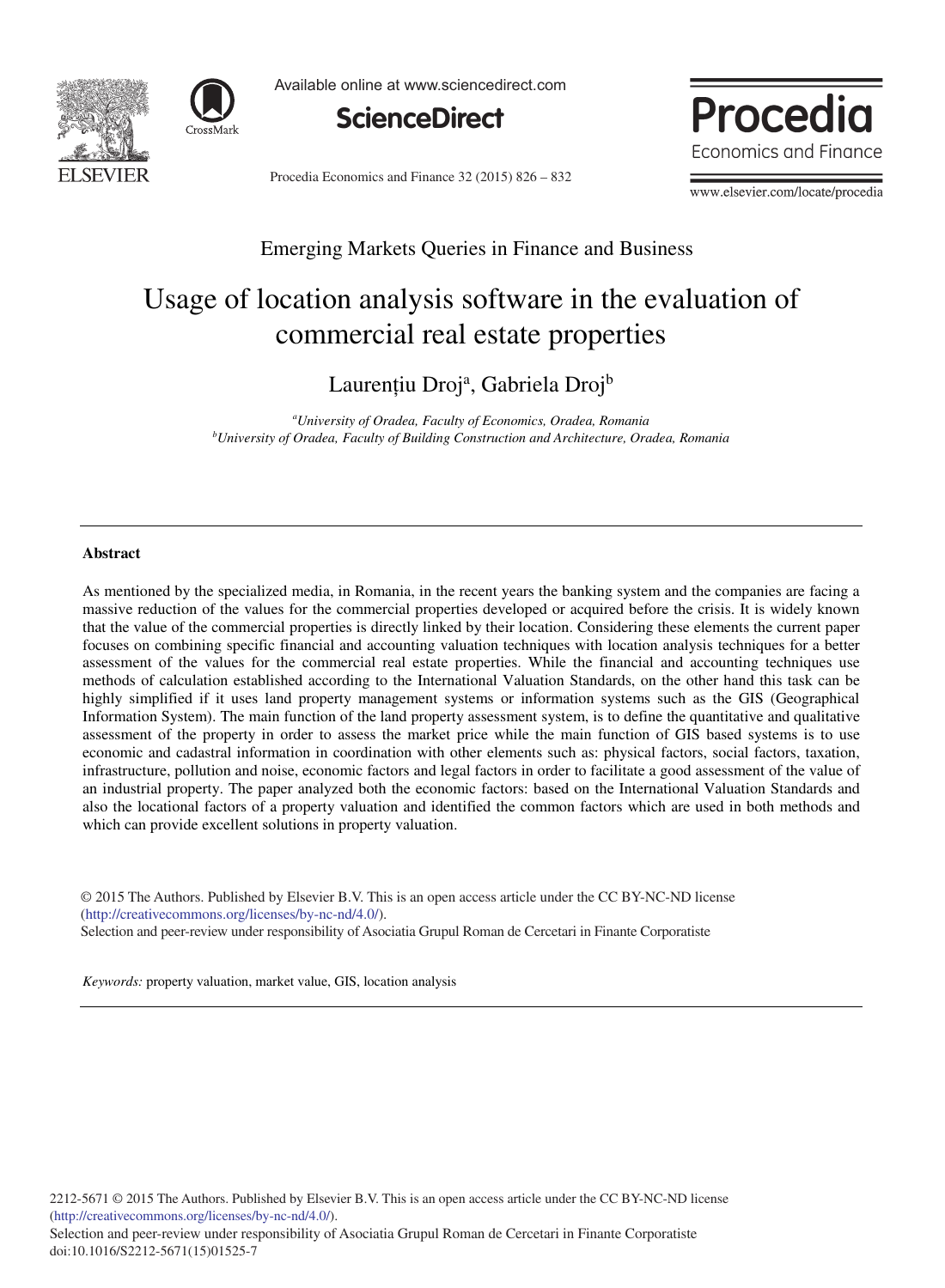Emerging Markets Queries in Finance and Business

# Usage of location analysis software in the evaluation of commercial real estate properties

Laurențiu Droj[a], Gabriela Droj[b]

[a]*University of Oradea, Faculty of Economics, Oradea, Romania*
[b]*University of Oradea, Faculty of Building Construction and Architecture, Oradea, Romania*

---

**Abstract**

As mentioned by the specialized media, in Romania, in the recent years the banking system and the companies are facing a massive reduction of the values for the commercial properties developed or acquired before the crisis. It is widely known that the value of the commercial properties is directly linked by their location. Considering these elements the current paper focuses on combining specific financial and accounting valuation techniques with location analysis techniques for a better assessment of the values for the commercial real estate properties. While the financial and accounting techniques use methods of calculation established according to the International Valuation Standards, on the other hand this task can be highly simplified if it uses land property management systems or information systems such as the GIS (Geographical Information System). The main function of the land property assessment system, is to define the quantitative and qualitative assessment of the property in order to assess the market price while the main function of GIS based systems is to use economic and cadastral information in coordination with other elements such as: physical factors, social factors, taxation, infrastructure, pollution and noise, economic factors and legal factors in order to facilitate a good assessment of the value of an industrial property. The paper analyzed both the economic factors: based on the International Valuation Standards and also the locational factors of a property valuation and identified the common factors which are used in both methods and which can provide excellent solutions in property valuation.

© 2015 The Authors. Published by Elsevier B.V. This is an open access article under the CC BY-NC-ND license (http://creativecommons.org/licenses/by-nc-nd/4.0/).
Selection and peer-review under responsibility of Asociatia Grupul Roman de Cercetari in Finante Corporatiste

*Keywords:* property valuation, market value, GIS, location analysis

---

2212-5671 © 2015 The Authors. Published by Elsevier B.V. This is an open access article under the CC BY-NC-ND license (http://creativecommons.org/licenses/by-nc-nd/4.0/).
Selection and peer-review under responsibility of Asociatia Grupul Roman de Cercetari in Finante Corporatiste
doi:10.1016/S2212-5671(15)01525-7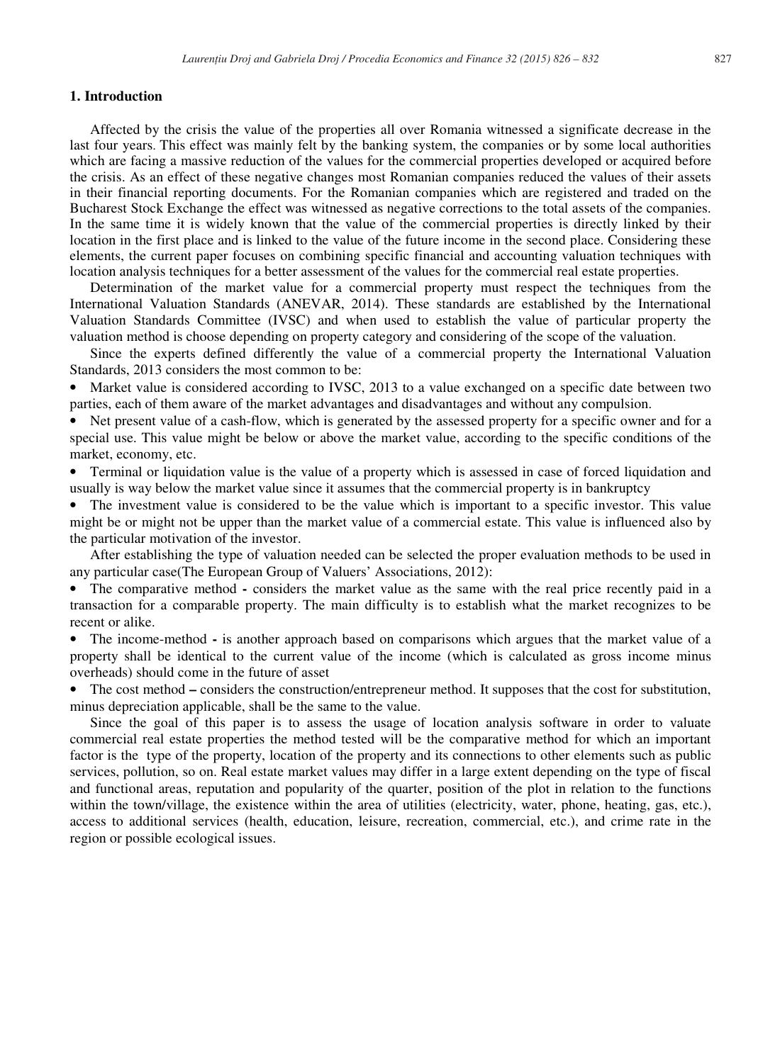## 1. Introduction

Affected by the crisis the value of the properties all over Romania witnessed a significate decrease in the last four years. This effect was mainly felt by the banking system, the companies or by some local authorities which are facing a massive reduction of the values for the commercial properties developed or acquired before the crisis. As an effect of these negative changes most Romanian companies reduced the values of their assets in their financial reporting documents. For the Romanian companies which are registered and traded on the Bucharest Stock Exchange the effect was witnessed as negative corrections to the total assets of the companies. In the same time it is widely known that the value of the commercial properties is directly linked by their location in the first place and is linked to the value of the future income in the second place. Considering these elements, the current paper focuses on combining specific financial and accounting valuation techniques with location analysis techniques for a better assessment of the values for the commercial real estate properties.

Determination of the market value for a commercial property must respect the techniques from the International Valuation Standards (ANEVAR, 2014). These standards are established by the International Valuation Standards Committee (IVSC) and when used to establish the value of particular property the valuation method is choose depending on property category and considering of the scope of the valuation.

Since the experts defined differently the value of a commercial property the International Valuation Standards, 2013 considers the most common to be:

- Market value is considered according to IVSC, 2013 to a value exchanged on a specific date between two parties, each of them aware of the market advantages and disadvantages and without any compulsion.
- Net present value of a cash-flow, which is generated by the assessed property for a specific owner and for a special use. This value might be below or above the market value, according to the specific conditions of the market, economy, etc.
- Terminal or liquidation value is the value of a property which is assessed in case of forced liquidation and usually is way below the market value since it assumes that the commercial property is in bankruptcy
- The investment value is considered to be the value which is important to a specific investor. This value might be or might not be upper than the market value of a commercial estate. This value is influenced also by the particular motivation of the investor.

After establishing the type of valuation needed can be selected the proper evaluation methods to be used in any particular case(The European Group of Valuers' Associations, 2012):

- The comparative method **-** considers the market value as the same with the real price recently paid in a transaction for a comparable property. The main difficulty is to establish what the market recognizes to be recent or alike.
- The income-method **-** is another approach based on comparisons which argues that the market value of a property shall be identical to the current value of the income (which is calculated as gross income minus overheads) should come in the future of asset
- The cost method **–** considers the construction/entrepreneur method. It supposes that the cost for substitution, minus depreciation applicable, shall be the same to the value.

Since the goal of this paper is to assess the usage of location analysis software in order to valuate commercial real estate properties the method tested will be the comparative method for which an important factor is the type of the property, location of the property and its connections to other elements such as public services, pollution, so on. Real estate market values may differ in a large extent depending on the type of fiscal and functional areas, reputation and popularity of the quarter, position of the plot in relation to the functions within the town/village, the existence within the area of utilities (electricity, water, phone, heating, gas, etc.), access to additional services (health, education, leisure, recreation, commercial, etc.), and crime rate in the region or possible ecological issues.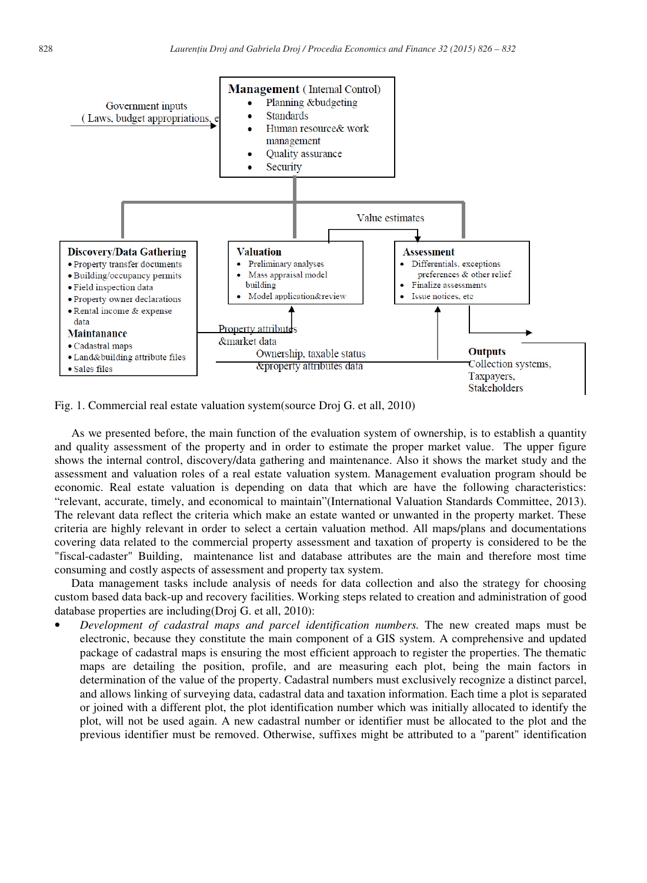Government inputs
( Laws, budget appropriations, e

**Management** ( Internal Control)
- Planning &budgeting
- Standards
- Human resource& work management
- Quality assurance
- Security

Value estimates

**Discovery/Data Gathering**
- Property transfer documents
- Building/occupancy permits
- Field inspection data
- Property owner declarations
- Rental income & expense data

**Maintanance**
- Cadastral maps
- Land&building attribute files
- Sales files

**Valuation**
- Preliminary analyses
- Mass appraisal model building
- Model application&review

**Assessment**
- Differentials, exceptions preferences & other relief
- Finalize assessments
- Issue notices, etc

Property attributes &market data

Ownership, taxable status &property attributes data

**Outputs**
Collection systems,
Taxpayers,
Stakeholders

Fig. 1. Commercial real estate valuation system(source Droj G. et all, 2010)

As we presented before, the main function of the evaluation system of ownership, is to establish a quantity and quality assessment of the property and in order to estimate the proper market value. The upper figure shows the internal control, discovery/data gathering and maintenance. Also it shows the market study and the assessment and valuation roles of a real estate valuation system. Management evaluation program should be economic. Real estate valuation is depending on data that which are have the following characteristics: “relevant, accurate, timely, and economical to maintain”(International Valuation Standards Committee, 2013). The relevant data reflect the criteria which make an estate wanted or unwanted in the property market. These criteria are highly relevant in order to select a certain valuation method. All maps/plans and documentations covering data related to the commercial property assessment and taxation of property is considered to be the "fiscal-cadaster" Building, maintenance list and database attributes are the main and therefore most time consuming and costly aspects of assessment and property tax system.

Data management tasks include analysis of needs for data collection and also the strategy for choosing custom based data back-up and recovery facilities. Working steps related to creation and administration of good database properties are including(Droj G. et all, 2010):

- *Development of cadastral maps and parcel identification numbers.* The new created maps must be electronic, because they constitute the main component of a GIS system. A comprehensive and updated package of cadastral maps is ensuring the most efficient approach to register the properties. The thematic maps are detailing the position, profile, and are measuring each plot, being the main factors in determination of the value of the property. Cadastral numbers must exclusively recognize a distinct parcel, and allows linking of surveying data, cadastral data and taxation information. Each time a plot is separated or joined with a different plot, the plot identification number which was initially allocated to identify the plot, will not be used again. A new cadastral number or identifier must be allocated to the plot and the previous identifier must be removed. Otherwise, suffixes might be attributed to a "parent" identification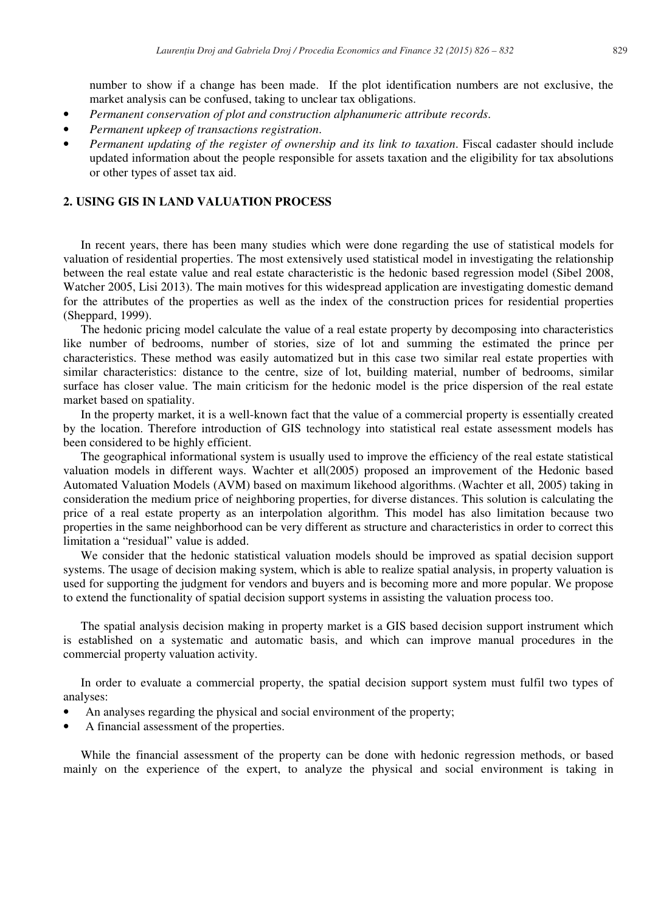number to show if a change has been made. If the plot identification numbers are not exclusive, the market analysis can be confused, taking to unclear tax obligations.

- *Permanent conservation of plot and construction alphanumeric attribute records*.
- *Permanent upkeep of transactions registration*.
- *Permanent updating of the register of ownership and its link to taxation*. Fiscal cadaster should include updated information about the people responsible for assets taxation and the eligibility for tax absolutions or other types of asset tax aid.

## 2. USING GIS IN LAND VALUATION PROCESS

In recent years, there has been many studies which were done regarding the use of statistical models for valuation of residential properties. The most extensively used statistical model in investigating the relationship between the real estate value and real estate characteristic is the hedonic based regression model (Sibel 2008, Watcher 2005, Lisi 2013). The main motives for this widespread application are investigating domestic demand for the attributes of the properties as well as the index of the construction prices for residential properties (Sheppard, 1999).

The hedonic pricing model calculate the value of a real estate property by decomposing into characteristics like number of bedrooms, number of stories, size of lot and summing the estimated the prince per characteristics. These method was easily automatized but in this case two similar real estate properties with similar characteristics: distance to the centre, size of lot, building material, number of bedrooms, similar surface has closer value. The main criticism for the hedonic model is the price dispersion of the real estate market based on spatiality.

In the property market, it is a well-known fact that the value of a commercial property is essentially created by the location. Therefore introduction of GIS technology into statistical real estate assessment models has been considered to be highly efficient.

The geographical informational system is usually used to improve the efficiency of the real estate statistical valuation models in different ways. Wachter et all(2005) proposed an improvement of the Hedonic based Automated Valuation Models (AVM) based on maximum likehood algorithms. (Wachter et all, 2005) taking in consideration the medium price of neighboring properties, for diverse distances. This solution is calculating the price of a real estate property as an interpolation algorithm. This model has also limitation because two properties in the same neighborhood can be very different as structure and characteristics in order to correct this limitation a "residual" value is added.

We consider that the hedonic statistical valuation models should be improved as spatial decision support systems. The usage of decision making system, which is able to realize spatial analysis, in property valuation is used for supporting the judgment for vendors and buyers and is becoming more and more popular. We propose to extend the functionality of spatial decision support systems in assisting the valuation process too.

The spatial analysis decision making in property market is a GIS based decision support instrument which is established on a systematic and automatic basis, and which can improve manual procedures in the commercial property valuation activity.

In order to evaluate a commercial property, the spatial decision support system must fulfil two types of analyses:

- An analyses regarding the physical and social environment of the property;
- A financial assessment of the properties.

While the financial assessment of the property can be done with hedonic regression methods, or based mainly on the experience of the expert, to analyze the physical and social environment is taking in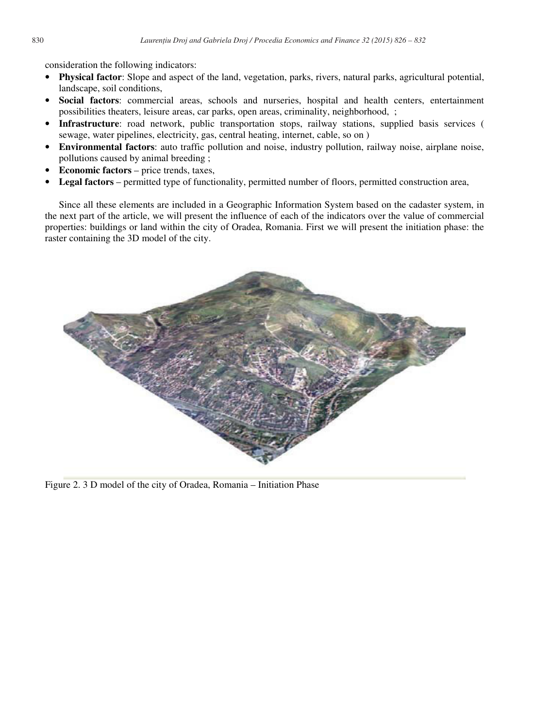consideration the following indicators:

- **Physical factor**: Slope and aspect of the land, vegetation, parks, rivers, natural parks, agricultural potential, landscape, soil conditions,
- **Social factors**: commercial areas, schools and nurseries, hospital and health centers, entertainment possibilities theaters, leisure areas, car parks, open areas, criminality, neighborhood, ;
- **Infrastructure**: road network, public transportation stops, railway stations, supplied basis services ( sewage, water pipelines, electricity, gas, central heating, internet, cable, so on )
- **Environmental factors**: auto traffic pollution and noise, industry pollution, railway noise, airplane noise, pollutions caused by animal breeding ;
- **Economic factors** – price trends, taxes,
- **Legal factors** – permitted type of functionality, permitted number of floors, permitted construction area,

Since all these elements are included in a Geographic Information System based on the cadaster system, in the next part of the article, we will present the influence of each of the indicators over the value of commercial properties: buildings or land within the city of Oradea, Romania. First we will present the initiation phase: the raster containing the 3D model of the city.

Figure 2. 3 D model of the city of Oradea, Romania – Initiation Phase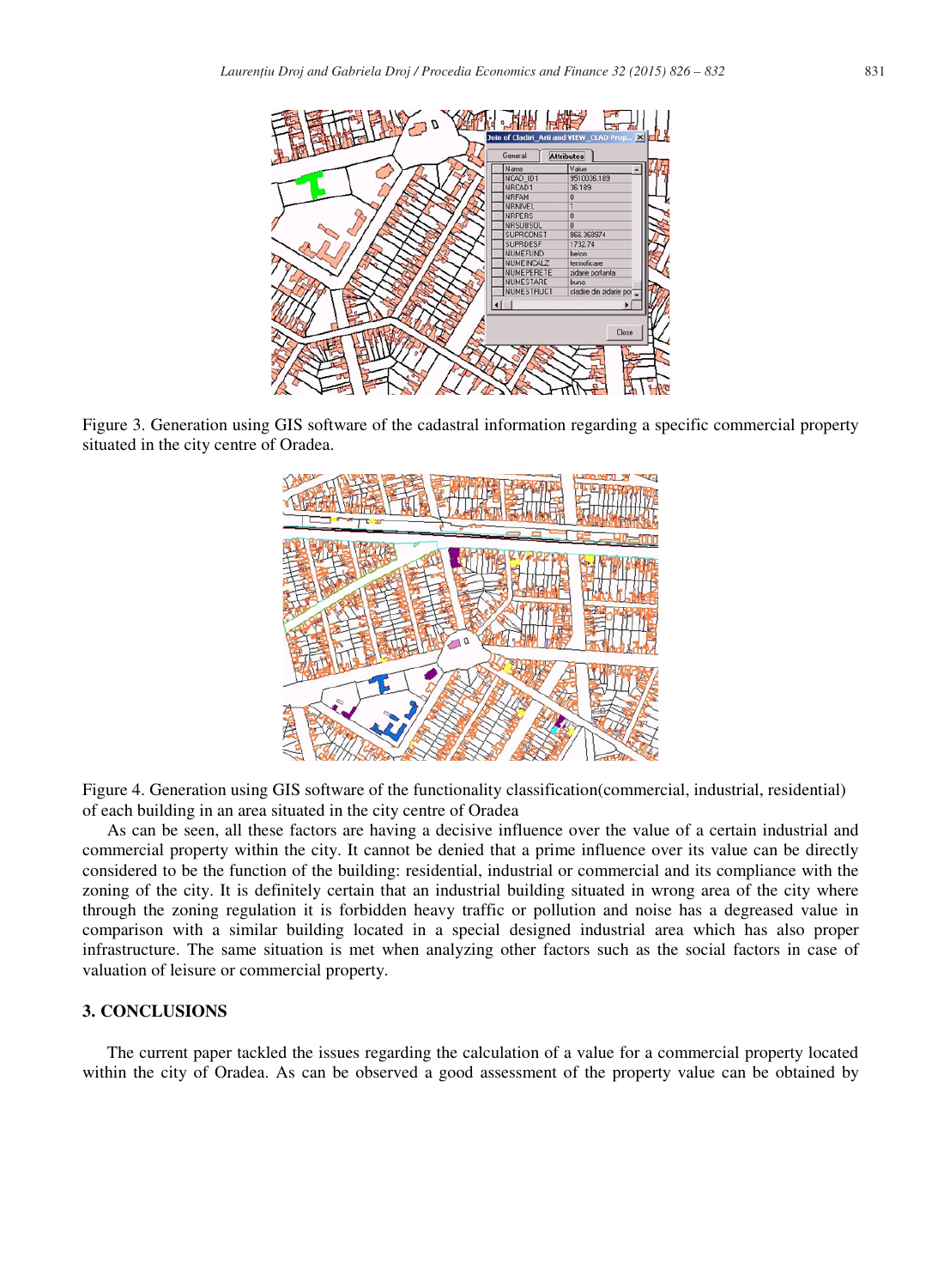Figure 3. Generation using GIS software of the cadastral information regarding a specific commercial property situated in the city centre of Oradea.

Figure 4. Generation using GIS software of the functionality classification(commercial, industrial, residential) of each building in an area situated in the city centre of Oradea

As can be seen, all these factors are having a decisive influence over the value of a certain industrial and commercial property within the city. It cannot be denied that a prime influence over its value can be directly considered to be the function of the building: residential, industrial or commercial and its compliance with the zoning of the city. It is definitely certain that an industrial building situated in wrong area of the city where through the zoning regulation it is forbidden heavy traffic or pollution and noise has a degreased value in comparison with a similar building located in a special designed industrial area which has also proper infrastructure. The same situation is met when analyzing other factors such as the social factors in case of valuation of leisure or commercial property.

## 3. CONCLUSIONS

The current paper tackled the issues regarding the calculation of a value for a commercial property located within the city of Oradea. As can be observed a good assessment of the property value can be obtained by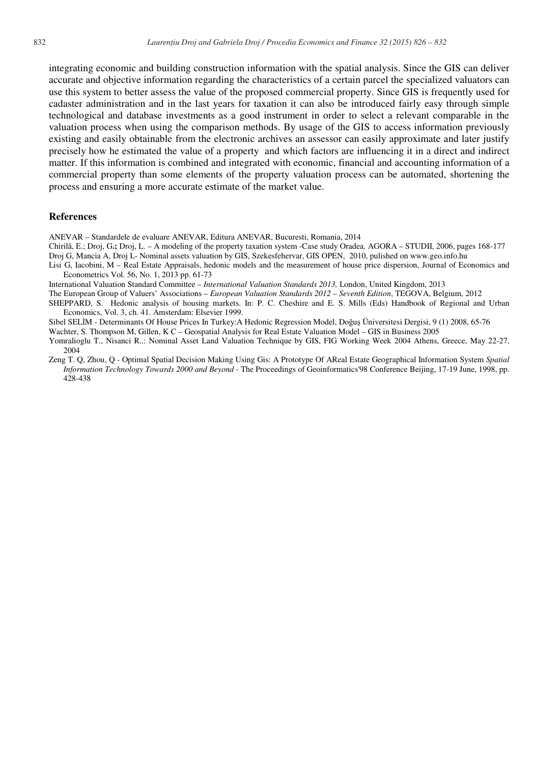integrating economic and building construction information with the spatial analysis. Since the GIS can deliver accurate and objective information regarding the characteristics of a certain parcel the specialized valuators can use this system to better assess the value of the proposed commercial property. Since GIS is frequently used for cadaster administration and in the last years for taxation it can also be introduced fairly easy through simple technological and database investments as a good instrument in order to select a relevant comparable in the valuation process when using the comparison methods. By usage of the GIS to access information previously existing and easily obtainable from the electronic archives an assessor can easily approximate and later justify precisely how he estimated the value of a property and which factors are influencing it in a direct and indirect matter. If this information is combined and integrated with economic, financial and accounting information of a commercial property than some elements of the property valuation process can be automated, shortening the process and ensuring a more accurate estimate of the market value.

## References

ANEVAR – Standardele de evaluare ANEVAR, Editura ANEVAR, Bucuresti, Romania, 2014

Chirilă, E.; Droj, G.; Droj, L. – A modeling of the property taxation system -Case study Oradea, AGORA – STUDII, 2006, pages 168-177

Droj G, Mancia A, Droj L- Nominal assets valuation by GIS, Szekesfehervar, GIS OPEN, 2010, pulished on www.geo.info.hu

Lisi G, Iacobini, M – Real Estate Appraisals, hedonic models and the measurement of house price dispersion, Journal of Economics and Econometrics Vol. 56, No. 1, 2013 pp. 61-73

International Valuation Standard Committee – *International Valuation Standards 2013,* London, United Kingdom, 2013

The European Group of Valuers' Associations – *European Valuation Standards 2012 – Seventh Edition*, TEGOVA, Belgium, 2012

SHEPPARD, S. Hedonic analysis of housing markets. In: P. C. Cheshire and E. S. Mills (Eds) Handbook of Regional and Urban Economics, Vol. 3, ch. 41. Amsterdam: Elsevier 1999.

Sibel SELİM - Determinants Of House Prices In Turkey:A Hedonic Regression Model, Doğuş Üniversitesi Dergisi, 9 (1) 2008, 65-76

Wachter, S. Thompson M, Gillen, K C – Geospatial Analysis for Real Estate Valuation Model – GIS in Business 2005

Yomralioglu T., Nisanci R..: Nominal Asset Land Valuation Technique by GIS, FIG Working Week 2004 Athens, Greece, May 22-27, 2004

Zeng T. Q, Zhou, Q - Optimal Spatial Decision Making Using Gis: A Prototype Of AReal Estate Geographical Information System *Spatial Information Technology Towards 2000 and Beyond* - The Proceedings of Geoinformatics'98 Conference Beijing, 17-19 June, 1998, pp. 428-438